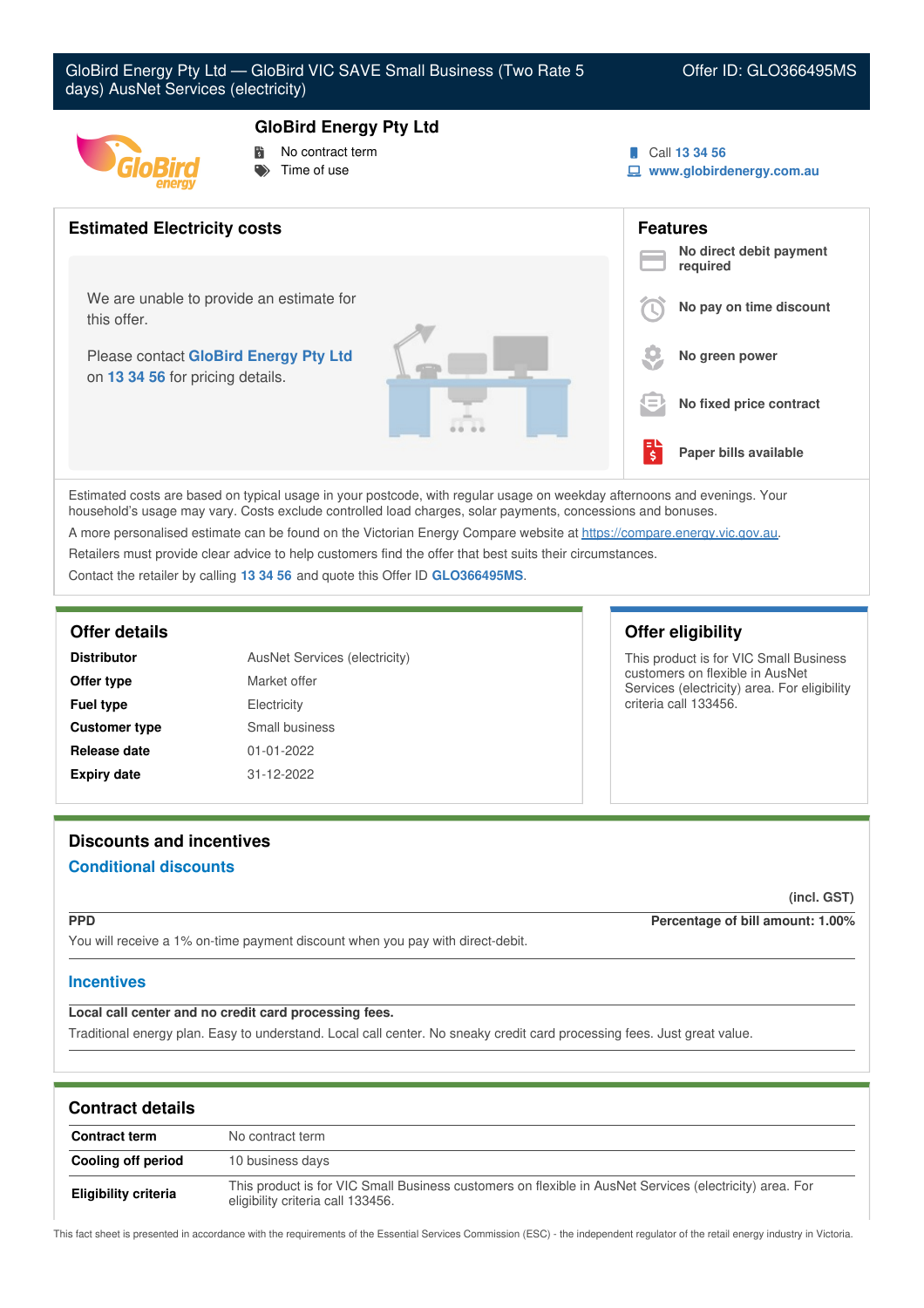# GloBird Energy Pty Ltd — GloBird VIC SAVE Small Business (Two Rate 5 days) AusNet Services (electricity)

Offer ID: GLO366495MS

## GloBird Energy Pty Ltd

- No contract term
- Time of use

Call 13 34 56
www.globirdenergy.com.au

## Estimated Electricity costs

We are unable to provide an estimate for this offer.

Please contact **GloBird Energy Pty Ltd** on **13 34 56** for pricing details.

## Features

- **No direct debit payment required**
- **No pay on time discount**
- **No green power**
- **No fixed price contract**
- **Paper bills available**

Estimated costs are based on typical usage in your postcode, with regular usage on weekday afternoons and evenings. Your household's usage may vary. Costs exclude controlled load charges, solar payments, concessions and bonuses.

A more personalised estimate can be found on the Victorian Energy Compare website at https://compare.energy.vic.gov.au.

Retailers must provide clear advice to help customers find the offer that best suits their circumstances.

Contact the retailer by calling **13 34 56** and quote this Offer ID **GLO366495MS**.

## Offer details

| | |
|---|---|
| **Distributor** | AusNet Services (electricity) |
| **Offer type** | Market offer |
| **Fuel type** | Electricity |
| **Customer type** | Small business |
| **Release date** | 01-01-2022 |
| **Expiry date** | 31-12-2022 |

## Offer eligibility

This product is for VIC Small Business customers on flexible in AusNet Services (electricity) area. For eligibility criteria call 133456.

## Discounts and incentives

### Conditional discounts

(incl. GST)

**PPD** — **Percentage of bill amount: 1.00%**

You will receive a 1% on-time payment discount when you pay with direct-debit.

### Incentives

**Local call center and no credit card processing fees.**

Traditional energy plan. Easy to understand. Local call center. No sneaky credit card processing fees. Just great value.

## Contract details

| | |
|---|---|
| **Contract term** | No contract term |
| **Cooling off period** | 10 business days |
| **Eligibility criteria** | This product is for VIC Small Business customers on flexible in AusNet Services (electricity) area. For eligibility criteria call 133456. |

This fact sheet is presented in accordance with the requirements of the Essential Services Commission (ESC) - the independent regulator of the retail energy industry in Victoria.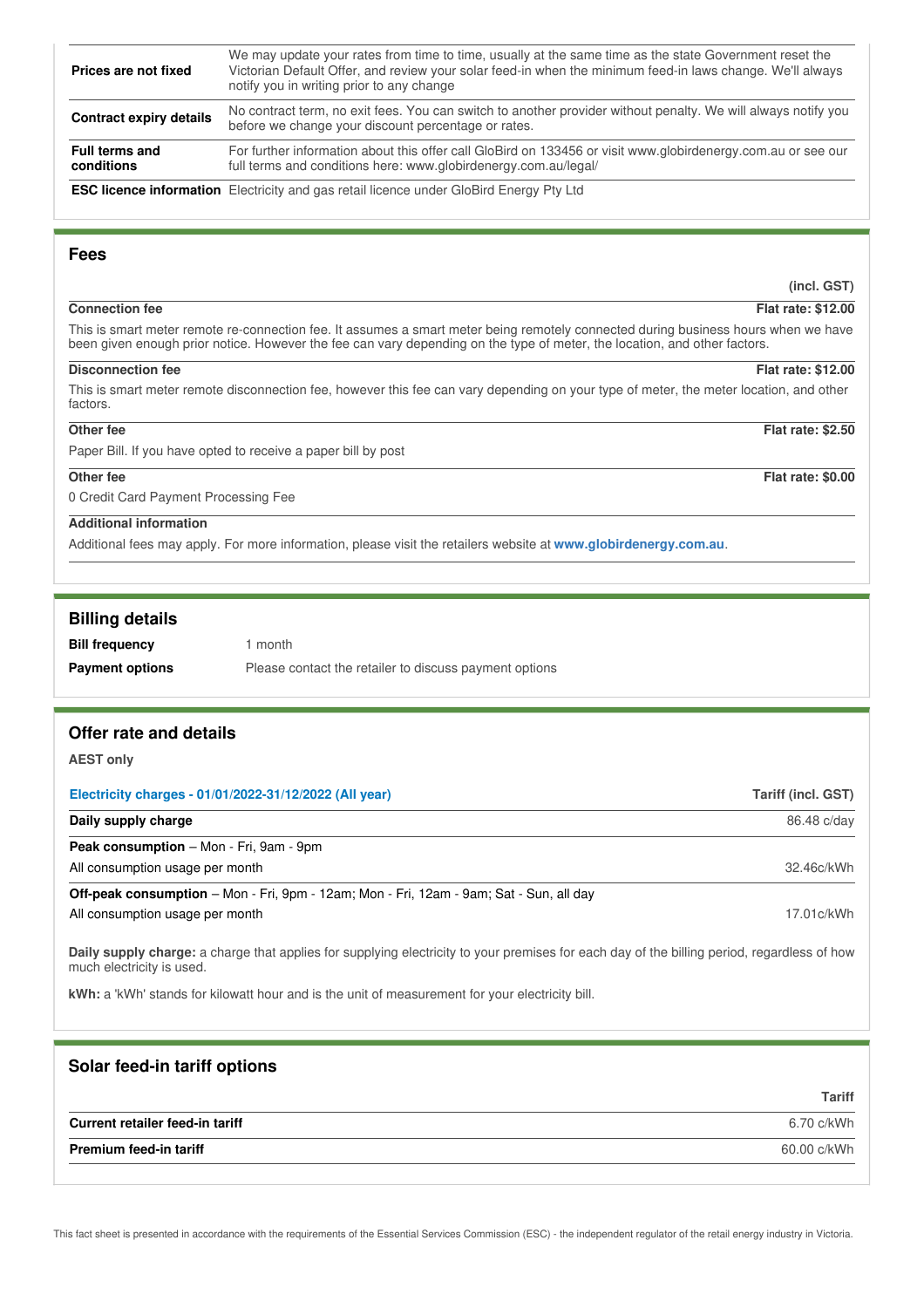| | |
|---|---|
| **Prices are not fixed** | We may update your rates from time to time, usually at the same time as the state Government reset the Victorian Default Offer, and review your solar feed-in when the minimum feed-in laws change. We'll always notify you in writing prior to any change |
| **Contract expiry details** | No contract term, no exit fees. You can switch to another provider without penalty. We will always notify you before we change your discount percentage or rates. |
| **Full terms and conditions** | For further information about this offer call GloBird on 133456 or visit www.globirdenergy.com.au or see our full terms and conditions here: www.globirdenergy.com.au/legal/ |
| **ESC licence information** | Electricity and gas retail licence under GloBird Energy Pty Ltd |

## Fees

| | (incl. GST) |
|---|---|
| **Connection fee** | **Flat rate: $12.00** |

This is smart meter remote re-connection fee. It assumes a smart meter being remotely connected during business hours when we have been given enough prior notice. However the fee can vary depending on the type of meter, the location, and other factors.

| | |
|---|---|
| **Disconnection fee** | **Flat rate: $12.00** |

This is smart meter remote disconnection fee, however this fee can vary depending on your type of meter, the meter location, and other factors.

| | |
|---|---|
| **Other fee** | **Flat rate: $2.50** |

Paper Bill. If you have opted to receive a paper bill by post

| | |
|---|---|
| **Other fee** | **Flat rate: $0.00** |

0 Credit Card Payment Processing Fee

**Additional information**

Additional fees may apply. For more information, please visit the retailers website at **www.globirdenergy.com.au**.

## Billing details

| | |
|---|---|
| **Bill frequency** | 1 month |
| **Payment options** | Please contact the retailer to discuss payment options |

## Offer rate and details

**AEST only**

| **Electricity charges - 01/01/2022-31/12/2022 (All year)** | **Tariff (incl. GST)** |
|---|---|
| **Daily supply charge** | 86.48 c/day |
| **Peak consumption** – Mon - Fri, 9am - 9pm | |
| All consumption usage per month | 32.46c/kWh |
| **Off-peak consumption** – Mon - Fri, 9pm - 12am; Mon - Fri, 12am - 9am; Sat - Sun, all day | |
| All consumption usage per month | 17.01c/kWh |

**Daily supply charge:** a charge that applies for supplying electricity to your premises for each day of the billing period, regardless of how much electricity is used.

**kWh:** a 'kWh' stands for kilowatt hour and is the unit of measurement for your electricity bill.

## Solar feed-in tariff options

| | **Tariff** |
|---|---|
| **Current retailer feed-in tariff** | 6.70 c/kWh |
| **Premium feed-in tariff** | 60.00 c/kWh |

This fact sheet is presented in accordance with the requirements of the Essential Services Commission (ESC) - the independent regulator of the retail energy industry in Victoria.